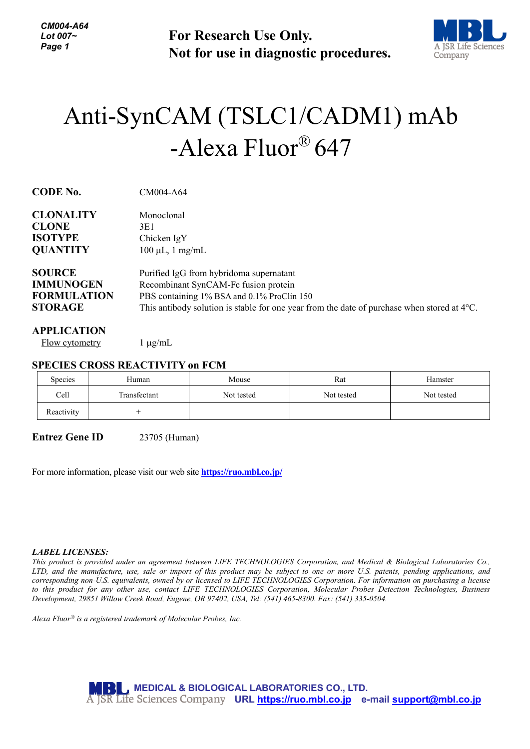For Research Use Only.
Not for use in diagnostic procedures.

# Anti-SynCAM (TSLC1/CADM1) mAb -Alexa Fluor® 647

**CODE No.** CM004-A64

**CLONALITY** Monoclonal
**CLONE** 3E1
**ISOTYPE** Chicken IgY
**QUANTITY** 100 µL, 1 mg/mL

**SOURCE** Purified IgG from hybridoma supernatant
**IMMUNOGEN** Recombinant SynCAM-Fc fusion protein
**FORMULATION** PBS containing 1% BSA and 0.1% ProClin 150
**STORAGE** This antibody solution is stable for one year from the date of purchase when stored at 4°C.

**APPLICATION**

Flow cytometry 1 µg/mL

**SPECIES CROSS REACTIVITY on FCM**

| Species | Human | Mouse | Rat | Hamster |
|---|---|---|---|---|
| Cell | Transfectant | Not tested | Not tested | Not tested |
| Reactivity | + | | | |

**Entrez Gene ID** 23705 (Human)

For more information, please visit our web site **https://ruo.mbl.co.jp/**

***LABEL LICENSES:***

*This product is provided under an agreement between LIFE TECHNOLOGIES Corporation, and Medical & Biological Laboratories Co., LTD, and the manufacture, use, sale or import of this product may be subject to one or more U.S. patents, pending applications, and corresponding non-U.S. equivalents, owned by or licensed to LIFE TECHNOLOGIES Corporation. For information on purchasing a license to this product for any other use, contact LIFE TECHNOLOGIES Corporation, Molecular Probes Detection Technologies, Business Development, 29851 Willow Creek Road, Eugene, OR 97402, USA, Tel: (541) 465-8300. Fax: (541) 335-0504.*

*Alexa Fluor® is a registered trademark of Molecular Probes, Inc.*

MEDICAL & BIOLOGICAL LABORATORIES CO., LTD.
A JSR Life Sciences Company URL https://ruo.mbl.co.jp e-mail support@mbl.co.jp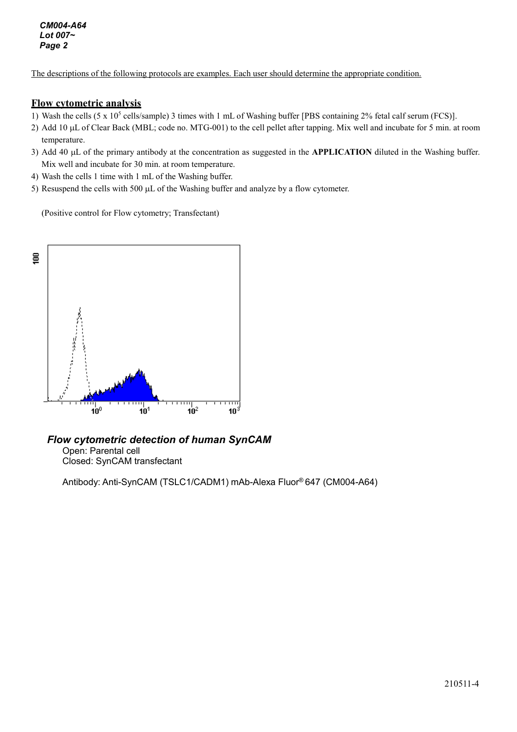The descriptions of the following protocols are examples. Each user should determine the appropriate condition.

## Flow cytometric analysis

1) Wash the cells ($5 \times 10^5$ cells/sample) 3 times with 1 mL of Washing buffer [PBS containing 2% fetal calf serum (FCS)].
2) Add 10 µL of Clear Back (MBL; code no. MTG-001) to the cell pellet after tapping. Mix well and incubate for 5 min. at room temperature.
3) Add 40 µL of the primary antibody at the concentration as suggested in the **APPLICATION** diluted in the Washing buffer. Mix well and incubate for 30 min. at room temperature.
4) Wash the cells 1 time with 1 mL of the Washing buffer.
5) Resuspend the cells with 500 µL of the Washing buffer and analyze by a flow cytometer.

(Positive control for Flow cytometry; Transfectant)

100

$10^0$ $10^1$ $10^2$ $10^3$

***Flow cytometric detection of human SynCAM***

Open: Parental cell
Closed: SynCAM transfectant

Antibody: Anti-SynCAM (TSLC1/CADM1) mAb-Alexa Fluor® 647 (CM004-A64)

210511-4